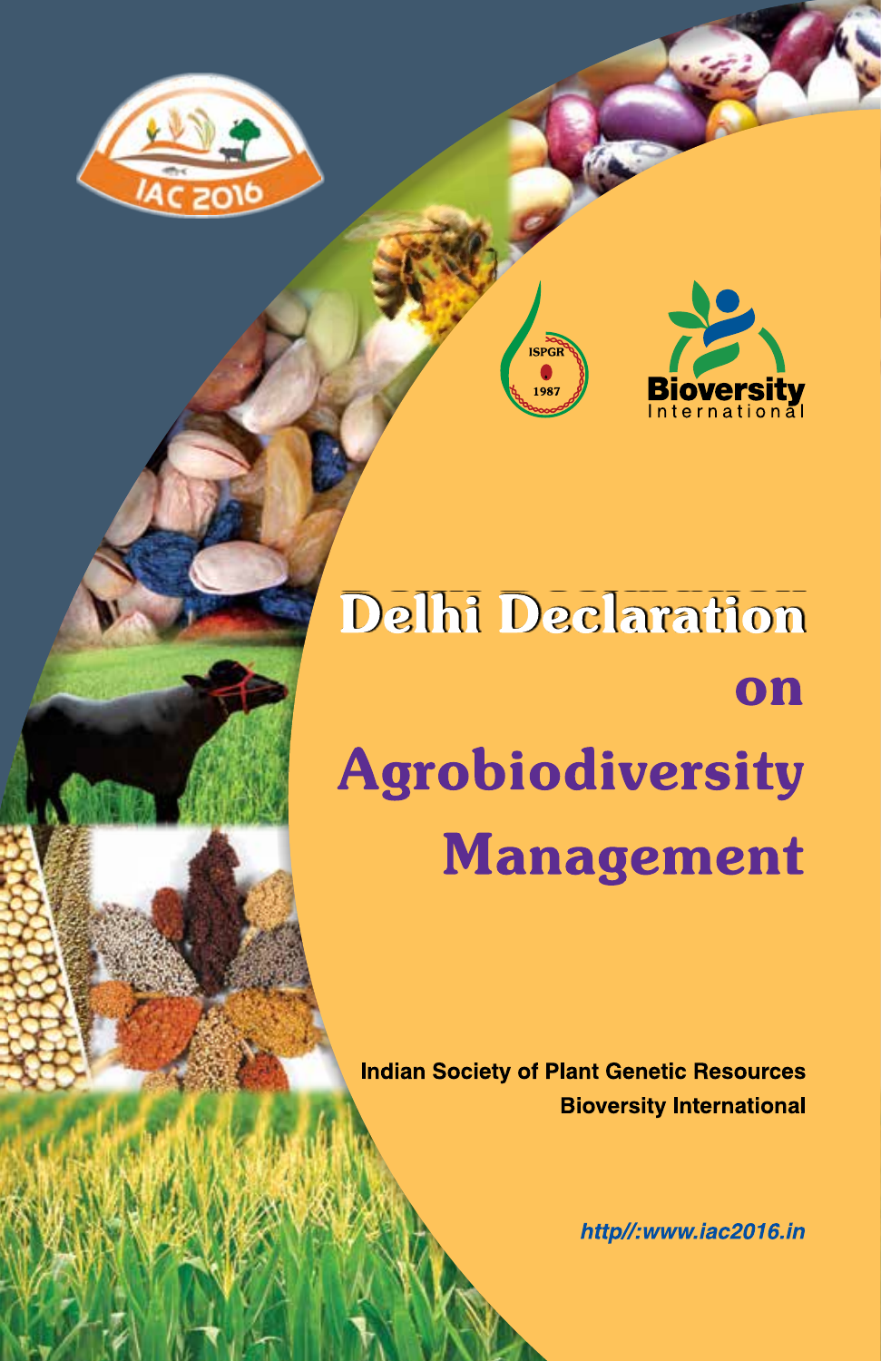# Delhi Declaration on Agrobiodiversity Management

**Indian Society of Plant Genetic Resources**
**Bioversity International**

*http//:www.iac2016.in*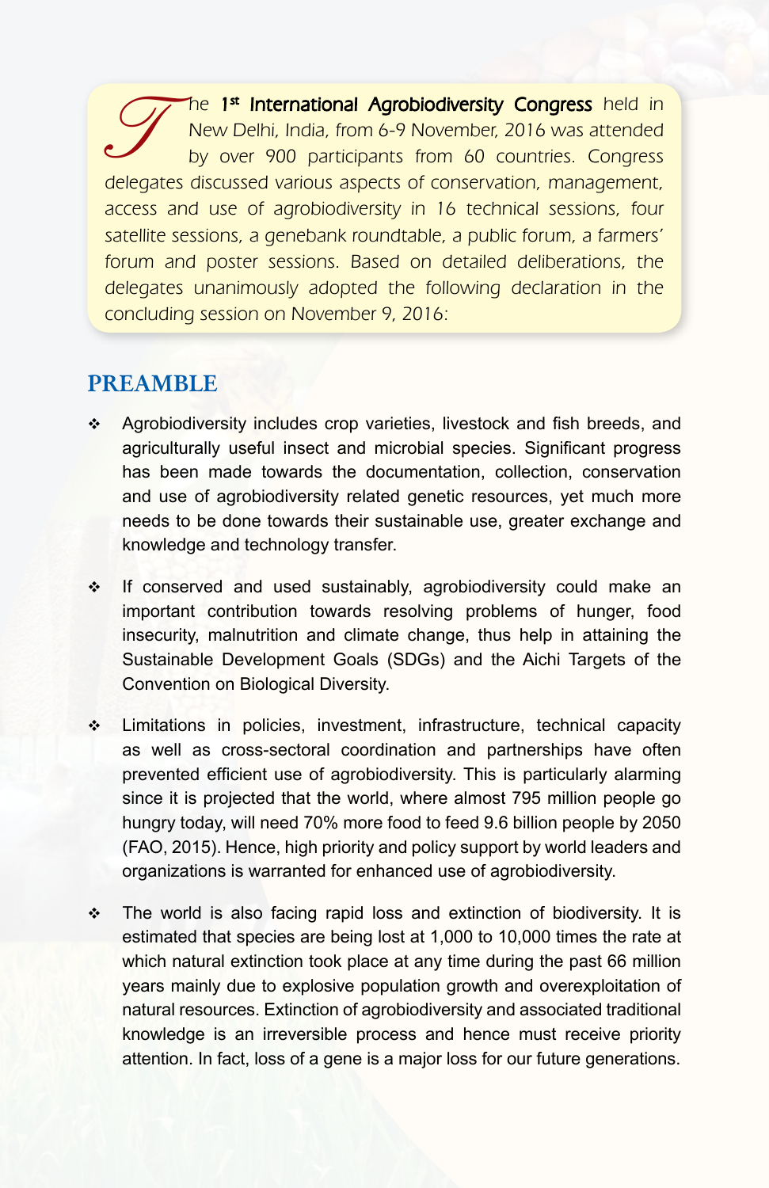The **1st International Agrobiodiversity Congress** held in New Delhi, India, from 6-9 November, 2016 was attended by over 900 participants from 60 countries. Congress delegates discussed various aspects of conservation, management, access and use of agrobiodiversity in 16 technical sessions, four satellite sessions, a genebank roundtable, a public forum, a farmers' forum and poster sessions. Based on detailed deliberations, the delegates unanimously adopted the following declaration in the concluding session on November 9, 2016:

## PREAMBLE

- Agrobiodiversity includes crop varieties, livestock and fish breeds, and agriculturally useful insect and microbial species. Significant progress has been made towards the documentation, collection, conservation and use of agrobiodiversity related genetic resources, yet much more needs to be done towards their sustainable use, greater exchange and knowledge and technology transfer.

- If conserved and used sustainably, agrobiodiversity could make an important contribution towards resolving problems of hunger, food insecurity, malnutrition and climate change, thus help in attaining the Sustainable Development Goals (SDGs) and the Aichi Targets of the Convention on Biological Diversity.

- Limitations in policies, investment, infrastructure, technical capacity as well as cross-sectoral coordination and partnerships have often prevented efficient use of agrobiodiversity. This is particularly alarming since it is projected that the world, where almost 795 million people go hungry today, will need 70% more food to feed 9.6 billion people by 2050 (FAO, 2015). Hence, high priority and policy support by world leaders and organizations is warranted for enhanced use of agrobiodiversity.

- The world is also facing rapid loss and extinction of biodiversity. It is estimated that species are being lost at 1,000 to 10,000 times the rate at which natural extinction took place at any time during the past 66 million years mainly due to explosive population growth and overexploitation of natural resources. Extinction of agrobiodiversity and associated traditional knowledge is an irreversible process and hence must receive priority attention. In fact, loss of a gene is a major loss for our future generations.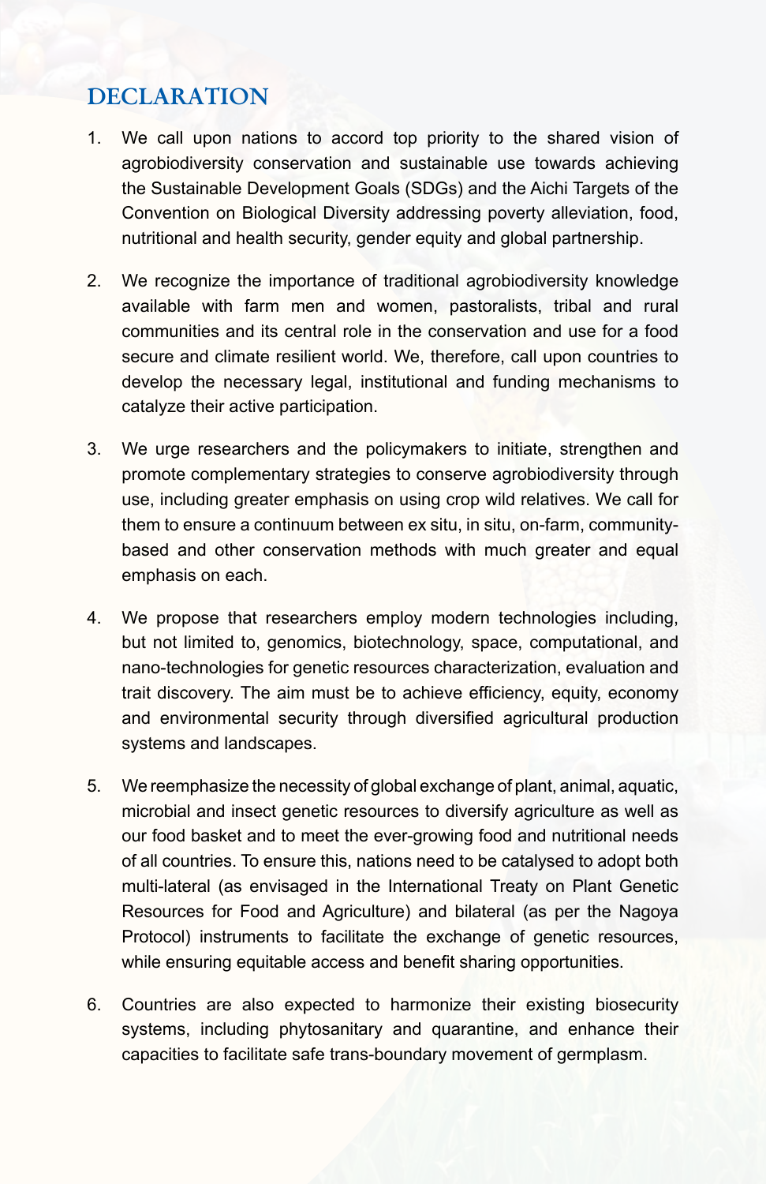## DECLARATION

1. We call upon nations to accord top priority to the shared vision of agrobiodiversity conservation and sustainable use towards achieving the Sustainable Development Goals (SDGs) and the Aichi Targets of the Convention on Biological Diversity addressing poverty alleviation, food, nutritional and health security, gender equity and global partnership.

2. We recognize the importance of traditional agrobiodiversity knowledge available with farm men and women, pastoralists, tribal and rural communities and its central role in the conservation and use for a food secure and climate resilient world. We, therefore, call upon countries to develop the necessary legal, institutional and funding mechanisms to catalyze their active participation.

3. We urge researchers and the policymakers to initiate, strengthen and promote complementary strategies to conserve agrobiodiversity through use, including greater emphasis on using crop wild relatives. We call for them to ensure a continuum between ex situ, in situ, on-farm, community-based and other conservation methods with much greater and equal emphasis on each.

4. We propose that researchers employ modern technologies including, but not limited to, genomics, biotechnology, space, computational, and nano-technologies for genetic resources characterization, evaluation and trait discovery. The aim must be to achieve efficiency, equity, economy and environmental security through diversified agricultural production systems and landscapes.

5. We reemphasize the necessity of global exchange of plant, animal, aquatic, microbial and insect genetic resources to diversify agriculture as well as our food basket and to meet the ever-growing food and nutritional needs of all countries. To ensure this, nations need to be catalysed to adopt both multi-lateral (as envisaged in the International Treaty on Plant Genetic Resources for Food and Agriculture) and bilateral (as per the Nagoya Protocol) instruments to facilitate the exchange of genetic resources, while ensuring equitable access and benefit sharing opportunities.

6. Countries are also expected to harmonize their existing biosecurity systems, including phytosanitary and quarantine, and enhance their capacities to facilitate safe trans-boundary movement of germplasm.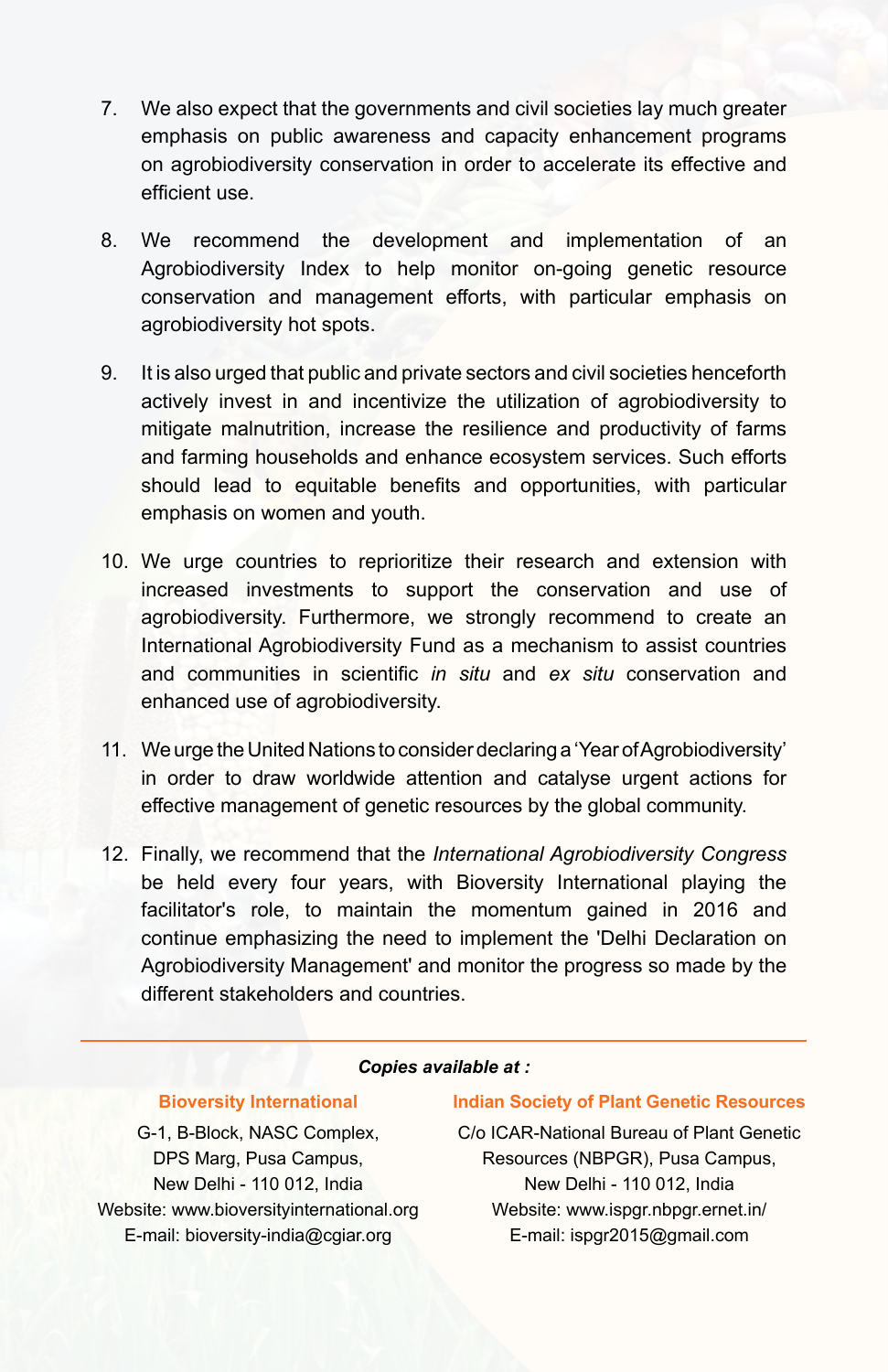7. We also expect that the governments and civil societies lay much greater emphasis on public awareness and capacity enhancement programs on agrobiodiversity conservation in order to accelerate its effective and efficient use.

8. We recommend the development and implementation of an Agrobiodiversity Index to help monitor on-going genetic resource conservation and management efforts, with particular emphasis on agrobiodiversity hot spots.

9. It is also urged that public and private sectors and civil societies henceforth actively invest in and incentivize the utilization of agrobiodiversity to mitigate malnutrition, increase the resilience and productivity of farms and farming households and enhance ecosystem services. Such efforts should lead to equitable benefits and opportunities, with particular emphasis on women and youth.

10. We urge countries to reprioritize their research and extension with increased investments to support the conservation and use of agrobiodiversity. Furthermore, we strongly recommend to create an International Agrobiodiversity Fund as a mechanism to assist countries and communities in scientific *in situ* and *ex situ* conservation and enhanced use of agrobiodiversity.

11. We urge the United Nations to consider declaring a 'Year of Agrobiodiversity' in order to draw worldwide attention and catalyse urgent actions for effective management of genetic resources by the global community.

12. Finally, we recommend that the *International Agrobiodiversity Congress* be held every four years, with Bioversity International playing the facilitator's role, to maintain the momentum gained in 2016 and continue emphasizing the need to implement the 'Delhi Declaration on Agrobiodiversity Management' and monitor the progress so made by the different stakeholders and countries.

---

***Copies available at :***

**Bioversity International**

G-1, B-Block, NASC Complex,
DPS Marg, Pusa Campus,
New Delhi - 110 012, India
Website: www.bioversityinternational.org
E-mail: bioversity-india@cgiar.org

**Indian Society of Plant Genetic Resources**

C/o ICAR-National Bureau of Plant Genetic Resources (NBPGR), Pusa Campus,
New Delhi - 110 012, India
Website: www.ispgr.nbpgr.ernet.in/
E-mail: ispgr2015@gmail.com